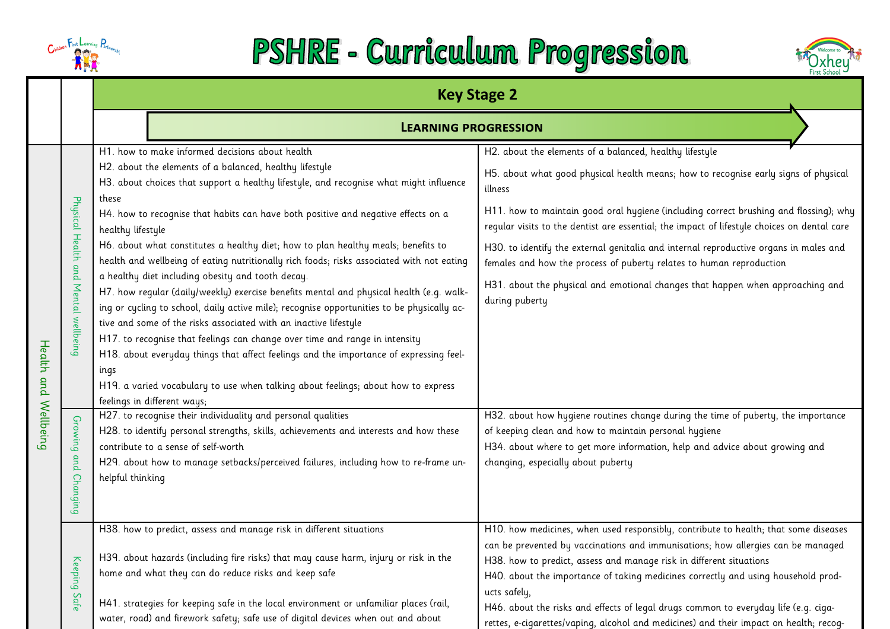# PSHRE - Curriculum Progression

| | | Key Stage 2 | |
|---|---|---|---|
| | | **LEARNING PROGRESSION** | |
| Health and Wellbeing | Physical Health and Mental wellbeing | H1. how to make informed decisions about health<br>H2. about the elements of a balanced, healthy lifestyle<br>H3. about choices that support a healthy lifestyle, and recognise what might influence these<br>H4. how to recognise that habits can have both positive and negative effects on a healthy lifestyle<br>H6. about what constitutes a healthy diet; how to plan healthy meals; benefits to health and wellbeing of eating nutritionally rich foods; risks associated with not eating a healthy diet including obesity and tooth decay.<br>H7. how regular (daily/weekly) exercise benefits mental and physical health (e.g. walking or cycling to school, daily active mile); recognise opportunities to be physically active and some of the risks associated with an inactive lifestyle<br>H17. to recognise that feelings can change over time and range in intensity<br>H18. about everyday things that affect feelings and the importance of expressing feelings<br>H19. a varied vocabulary to use when talking about feelings; about how to express feelings in different ways; | H2. about the elements of a balanced, healthy lifestyle<br>H5. about what good physical health means; how to recognise early signs of physical illness<br>H11. how to maintain good oral hygiene (including correct brushing and flossing); why regular visits to the dentist are essential; the impact of lifestyle choices on dental care<br>H30. to identify the external genitalia and internal reproductive organs in males and females and how the process of puberty relates to human reproduction<br>H31. about the physical and emotional changes that happen when approaching and during puberty |
| | Growing and Changing | H27. to recognise their individuality and personal qualities<br>H28. to identify personal strengths, skills, achievements and interests and how these contribute to a sense of self-worth<br>H29. about how to manage setbacks/perceived failures, including how to re-frame unhelpful thinking | H32. about how hygiene routines change during the time of puberty, the importance of keeping clean and how to maintain personal hygiene<br>H34. about where to get more information, help and advice about growing and changing, especially about puberty |
| | Keeping Safe | H38. how to predict, assess and manage risk in different situations<br>H39. about hazards (including fire risks) that may cause harm, injury or risk in the home and what they can do reduce risks and keep safe<br>H41. strategies for keeping safe in the local environment or unfamiliar places (rail, water, road) and firework safety; safe use of digital devices when out and about | H10. how medicines, when used responsibly, contribute to health; that some diseases can be prevented by vaccinations and immunisations; how allergies can be managed<br>H38. how to predict, assess and manage risk in different situations<br>H40. about the importance of taking medicines correctly and using household products safely,<br>H46. about the risks and effects of legal drugs common to everyday life (e.g. cigarettes, e-cigarettes/vaping, alcohol and medicines) and their impact on health; recog- |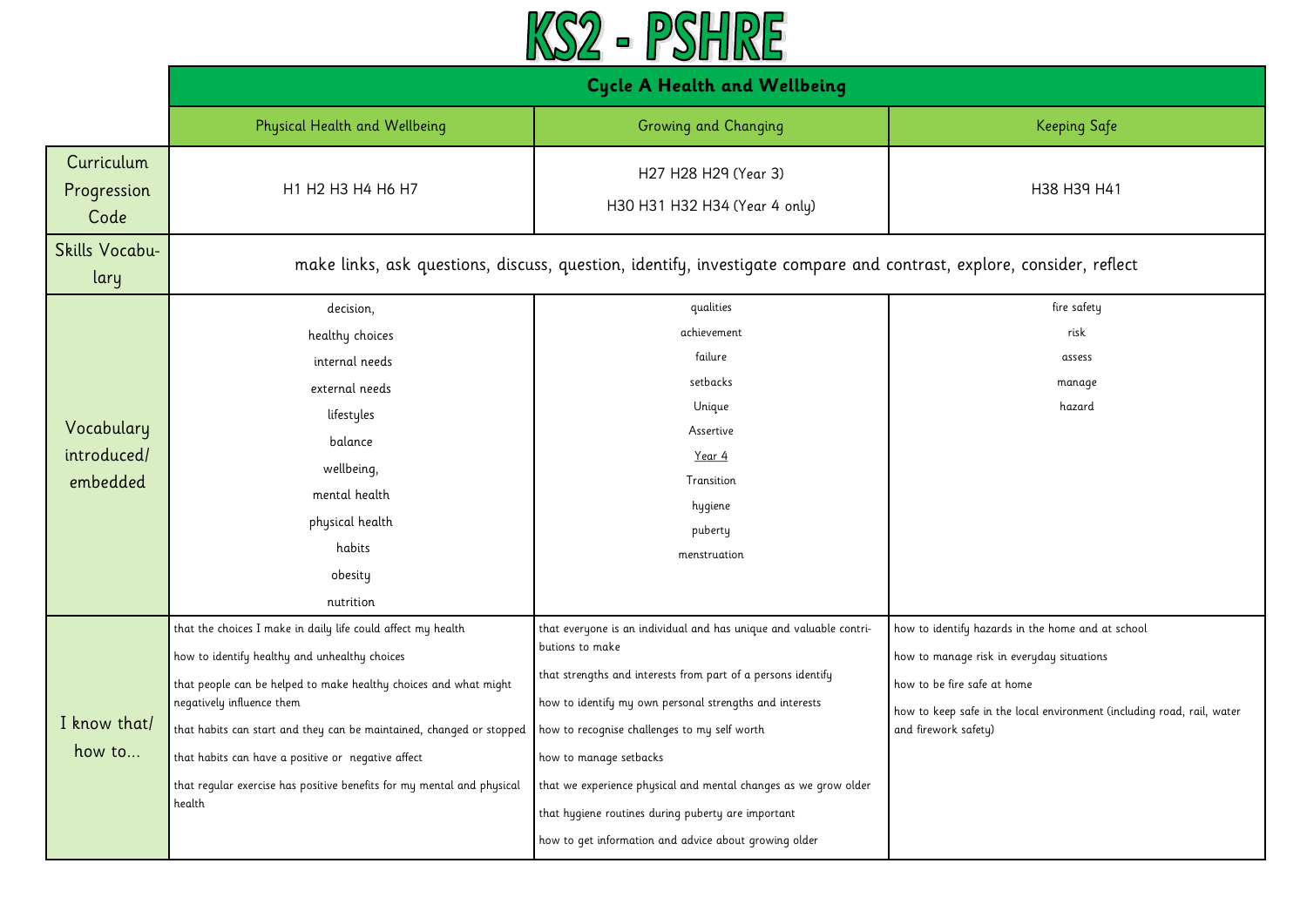# KS2 - PSHRE

| | Cycle A Health and Wellbeing | | |
|---|---|---|---|
| | Physical Health and Wellbeing | Growing and Changing | Keeping Safe |
| Curriculum Progression Code | H1 H2 H3 H4 H6 H7 | H27 H28 H29 (Year 3)<br>H30 H31 H32 H34 (Year 4 only) | H38 H39 H41 |
| Skills Vocabulary | make links, ask questions, discuss, question, identify, investigate compare and contrast, explore, consider, reflect | | |
| Vocabulary introduced/ embedded | decision,<br>healthy choices<br>internal needs<br>external needs<br>lifestyles<br>balance<br>wellbeing,<br>mental health<br>physical health<br>habits<br>obesity<br>nutrition | qualities<br>achievement<br>failure<br>setbacks<br>Unique<br>Assertive<br>Year 4<br>Transition<br>hygiene<br>puberty<br>menstruation | fire safety<br>risk<br>assess<br>manage<br>hazard |
| I know that/ how to... | that the choices I make in daily life could affect my health<br>how to identify healthy and unhealthy choices<br>that people can be helped to make healthy choices and what might negatively influence them<br>that habits can start and they can be maintained, changed or stopped<br>that habits can have a positive or negative affect<br>that regular exercise has positive benefits for my mental and physical health | that everyone is an individual and has unique and valuable contributions to make<br>that strengths and interests from part of a persons identify<br>how to identify my own personal strengths and interests<br>how to recognise challenges to my self worth<br>how to manage setbacks<br>that we experience physical and mental changes as we grow older<br>that hygiene routines during puberty are important<br>how to get information and advice about growing older | how to identify hazards in the home and at school<br>how to manage risk in everyday situations<br>how to be fire safe at home<br>how to keep safe in the local environment (including road, rail, water and firework safety) |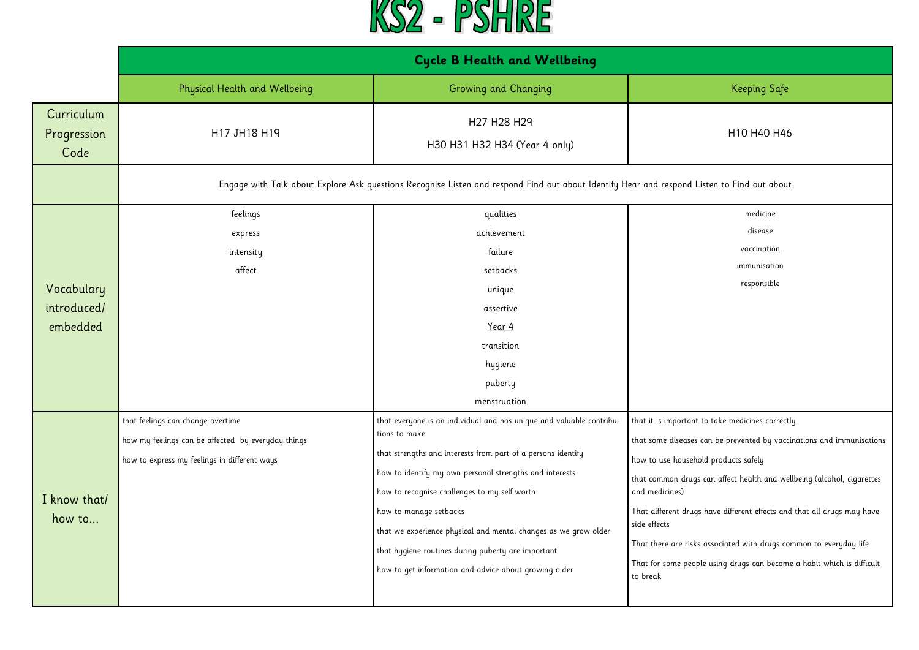# KS2 - PSHRE

| | Cycle B Health and Wellbeing | | |
|---|---|---|---|
| | Physical Health and Wellbeing | Growing and Changing | Keeping Safe |
| Curriculum Progression Code | H17 JH18 H19 | H27 H28 H29<br>H30 H31 H32 H34 (Year 4 only) | H10 H40 H46 |
| | Engage with Talk about Explore Ask questions Recognise Listen and respond Find out about Identify Hear and respond Listen to Find out about | | |
| Vocabulary introduced/ embedded | feelings<br>express<br>intensity<br>affect | qualities<br>achievement<br>failure<br>setbacks<br>unique<br>assertive<br>Year 4<br>transition<br>hygiene<br>puberty<br>menstruation | medicine<br>disease<br>vaccination<br>immunisation<br>responsible |
| I know that/ how to... | that feelings can change overtime<br>how my feelings can be affected by everyday things<br>how to express my feelings in different ways | that everyone is an individual and has unique and valuable contributions to make<br>that strengths and interests from part of a persons identify<br>how to identify my own personal strengths and interests<br>how to recognise challenges to my self worth<br>how to manage setbacks<br>that we experience physical and mental changes as we grow older<br>that hygiene routines during puberty are important<br>how to get information and advice about growing older | that it is important to take medicines correctly<br>that some diseases can be prevented by vaccinations and immunisations<br>how to use household products safely<br>that common drugs can affect health and wellbeing (alcohol, cigarettes and medicines)<br>That different drugs have different effects and that all drugs may have side effects<br>That there are risks associated with drugs common to everyday life<br>That for some people using drugs can become a habit which is difficult to break |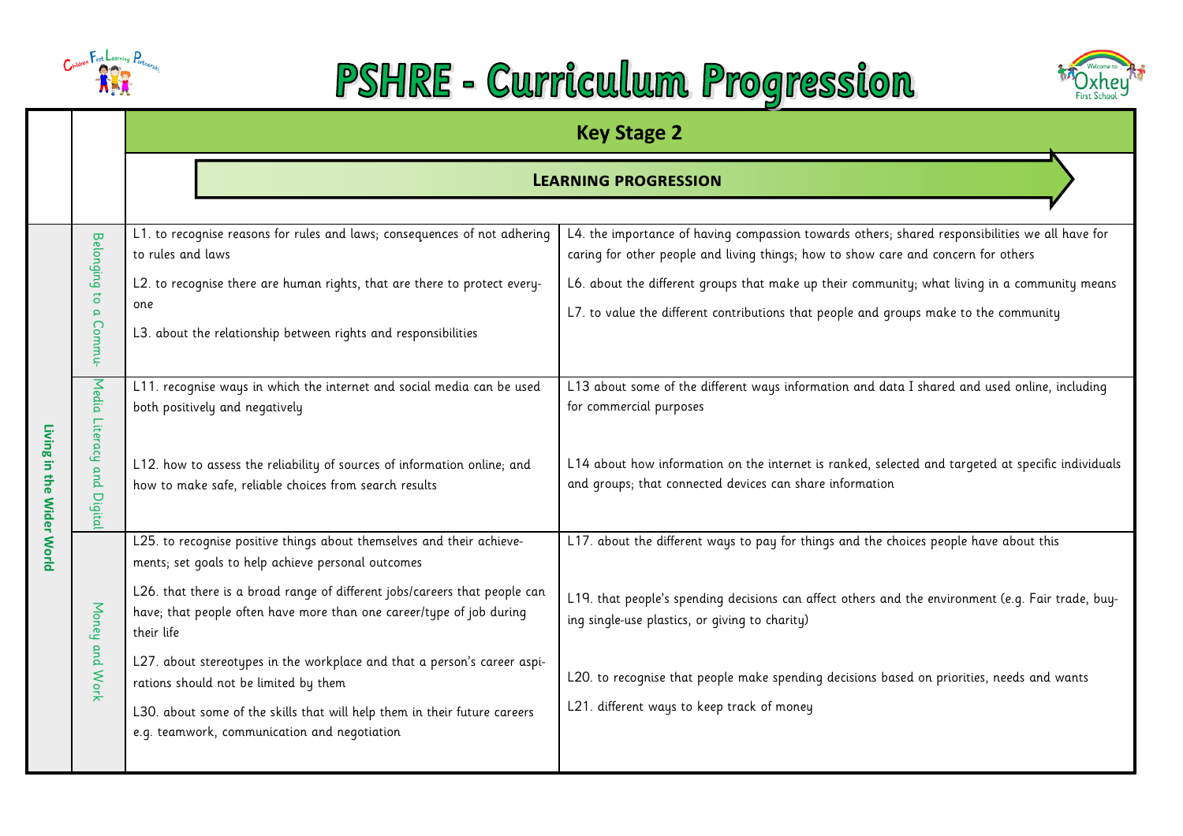# PSHRE - Curriculum Progression

| | | Key Stage 2 | |
|---|---|---|---|
| | | **LEARNING PROGRESSION** | |
| **Living in the Wider World** | Belonging to a Commu- | L1. to recognise reasons for rules and laws; consequences of not adhering to rules and laws<br><br>L2. to recognise there are human rights, that are there to protect every-one<br><br>L3. about the relationship between rights and responsibilities | L4. the importance of having compassion towards others; shared responsibilities we all have for caring for other people and living things; how to show care and concern for others<br><br>L6. about the different groups that make up their community; what living in a community means<br><br>L7. to value the different contributions that people and groups make to the community |
| | Media Literacy and Digital | L11. recognise ways in which the internet and social media can be used both positively and negatively<br><br>L12. how to assess the reliability of sources of information online; and how to make safe, reliable choices from search results | L13 about some of the different ways information and data I shared and used online, including for commercial purposes<br><br>L14 about how information on the internet is ranked, selected and targeted at specific individuals and groups; that connected devices can share information |
| | Money and Work | L25. to recognise positive things about themselves and their achieve-ments; set goals to help achieve personal outcomes<br><br>L26. that there is a broad range of different jobs/careers that people can have; that people often have more than one career/type of job during their life<br><br>L27. about stereotypes in the workplace and that a person's career aspi-rations should not be limited by them<br><br>L30. about some of the skills that will help them in their future careers e.g. teamwork, communication and negotiation | L17. about the different ways to pay for things and the choices people have about this<br><br>L19. that people's spending decisions can affect others and the environment (e.g. Fair trade, buy-ing single-use plastics, or giving to charity)<br><br>L20. to recognise that people make spending decisions based on priorities, needs and wants<br><br>L21. different ways to keep track of money |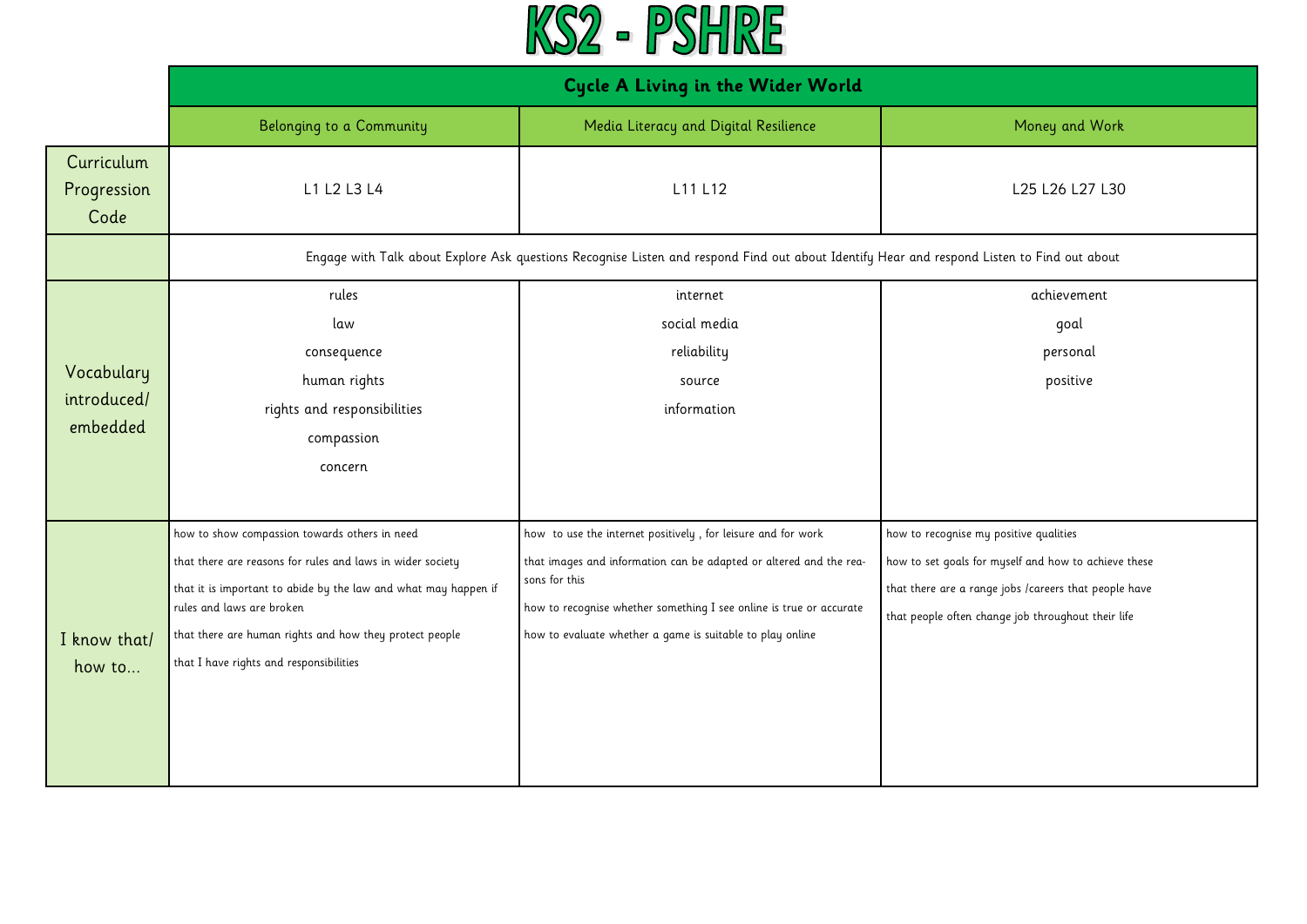# KS2 - PSHRE

| | Cycle A Living in the Wider World | | |
|---|---|---|---|
| | Belonging to a Community | Media Literacy and Digital Resilience | Money and Work |
| Curriculum Progression Code | L1 L2 L3 L4 | L11 L12 | L25 L26 L27 L30 |
| | Engage with Talk about Explore Ask questions Recognise Listen and respond Find out about Identify Hear and respond Listen to Find out about | | |
| Vocabulary introduced/ embedded | rules<br>law<br>consequence<br>human rights<br>rights and responsibilities<br>compassion<br>concern | internet<br>social media<br>reliability<br>source<br>information | achievement<br>goal<br>personal<br>positive |
| I know that/ how to... | how to show compassion towards others in need<br>that there are reasons for rules and laws in wider society<br>that it is important to abide by the law and what may happen if rules and laws are broken<br>that there are human rights and how they protect people<br>that I have rights and responsibilities | how to use the internet positively , for leisure and for work<br>that images and information can be adapted or altered and the reasons for this<br>how to recognise whether something I see online is true or accurate<br>how to evaluate whether a game is suitable to play online | how to recognise my positive qualities<br>how to set goals for myself and how to achieve these<br>that there are a range jobs /careers that people have<br>that people often change job throughout their life |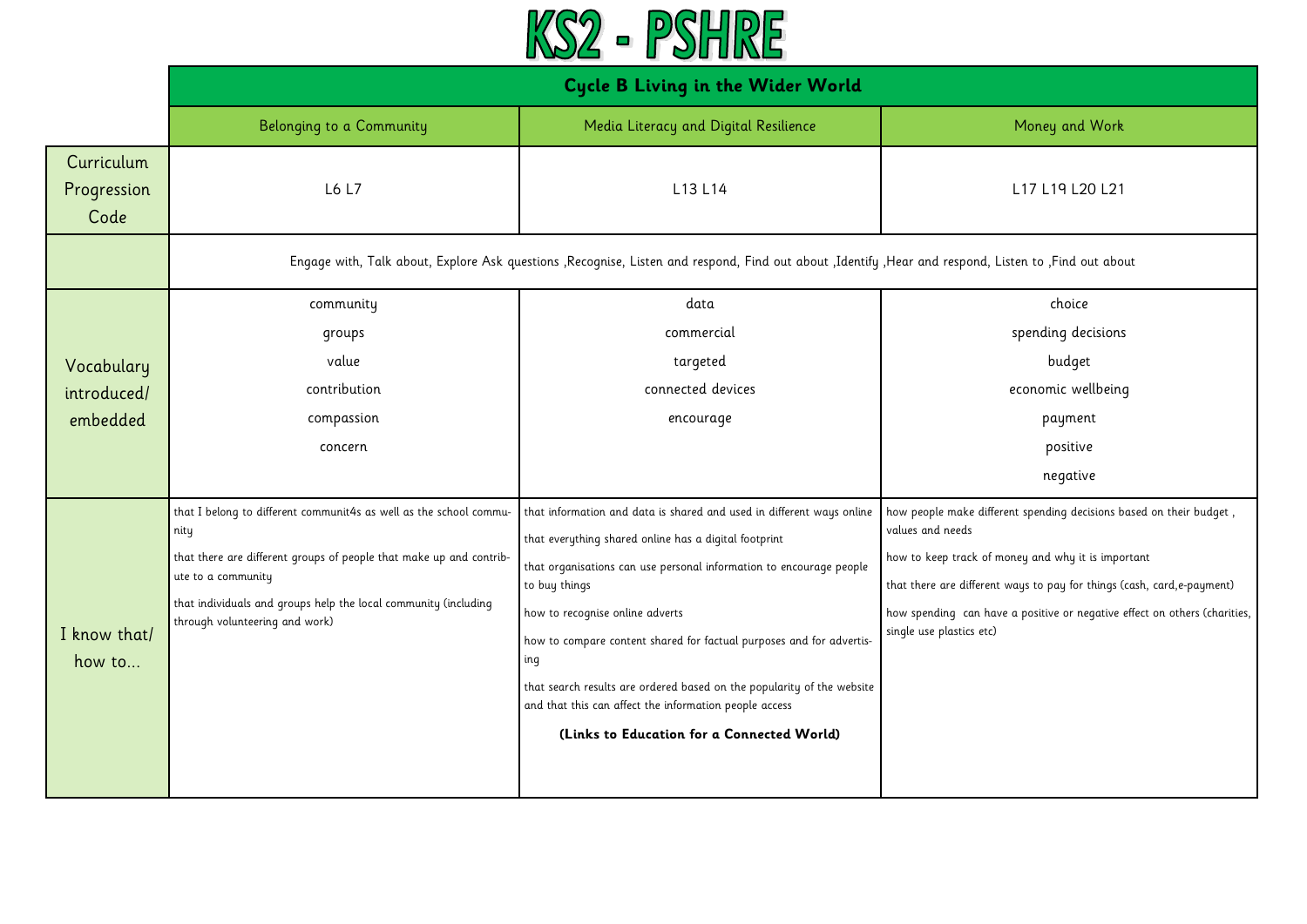# KS2 - PSHRE

| | Cycle B Living in the Wider World | | |
|---|---|---|---|
| | Belonging to a Community | Media Literacy and Digital Resilience | Money and Work |
| Curriculum Progression Code | L6 L7 | L13 L14 | L17 L19 L20 L21 |
| | Engage with, Talk about, Explore Ask questions ,Recognise, Listen and respond, Find out about ,Identify ,Hear and respond, Listen to ,Find out about | | |
| Vocabulary introduced/ embedded | community<br>groups<br>value<br>contribution<br>compassion<br>concern | data<br>commercial<br>targeted<br>connected devices<br>encourage | choice<br>spending decisions<br>budget<br>economic wellbeing<br>payment<br>positive<br>negative |
| I know that/ how to... | that I belong to different communit4s as well as the school community<br><br>that there are different groups of people that make up and contribute to a community<br><br>that individuals and groups help the local community (including through volunteering and work) | that information and data is shared and used in different ways online<br><br>that everything shared online has a digital footprint<br><br>that organisations can use personal information to encourage people to buy things<br><br>how to recognise online adverts<br><br>how to compare content shared for factual purposes and for advertising<br><br>that search results are ordered based on the popularity of the website and that this can affect the information people access<br><br>**(Links to Education for a Connected World)** | how people make different spending decisions based on their budget , values and needs<br><br>how to keep track of money and why it is important<br><br>that there are different ways to pay for things (cash, card,e-payment)<br><br>how spending can have a positive or negative effect on others (charities, single use plastics etc) |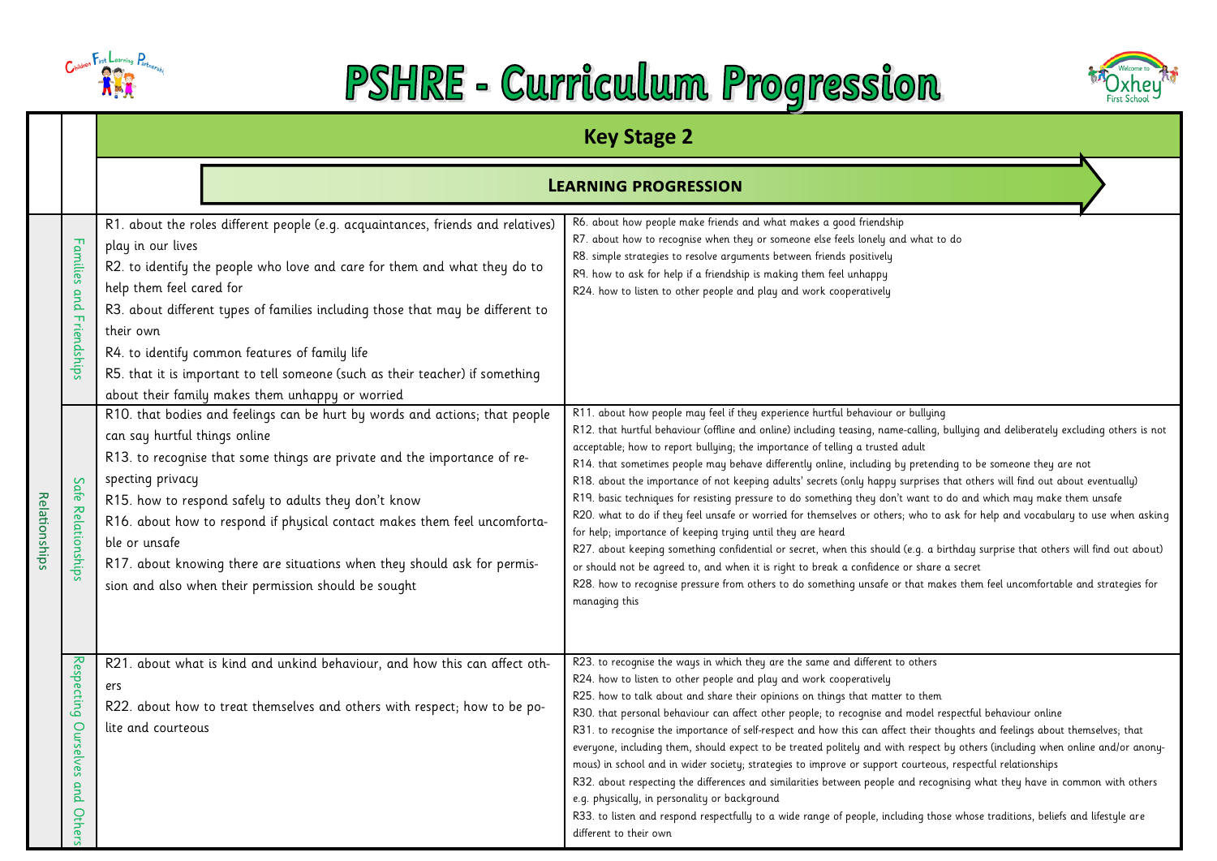# PSHRE - Curriculum Progression

| | | Key Stage 2 | |
|---|---|---|---|
| | | **LEARNING PROGRESSION** | |
| Relationships | Families and Friendships | R1. about the roles different people (e.g. acquaintances, friends and relatives) play in our lives<br>R2. to identify the people who love and care for them and what they do to help them feel cared for<br>R3. about different types of families including those that may be different to their own<br>R4. to identify common features of family life<br>R5. that it is important to tell someone (such as their teacher) if something about their family makes them unhappy or worried | R6. about how people make friends and what makes a good friendship<br>R7. about how to recognise when they or someone else feels lonely and what to do<br>R8. simple strategies to resolve arguments between friends positively<br>R9. how to ask for help if a friendship is making them feel unhappy<br>R24. how to listen to other people and play and work cooperatively |
| | Safe Relationships | R10. that bodies and feelings can be hurt by words and actions; that people can say hurtful things online<br>R13. to recognise that some things are private and the importance of respecting privacy<br>R15. how to respond safely to adults they don't know<br>R16. about how to respond if physical contact makes them feel uncomfortable or unsafe<br>R17. about knowing there are situations when they should ask for permission and also when their permission should be sought | R11. about how people may feel if they experience hurtful behaviour or bullying<br>R12. that hurtful behaviour (offline and online) including teasing, name-calling, bullying and deliberately excluding others is not acceptable; how to report bullying; the importance of telling a trusted adult<br>R14. that sometimes people may behave differently online, including by pretending to be someone they are not<br>R18. about the importance of not keeping adults' secrets (only happy surprises that others will find out about eventually)<br>R19. basic techniques for resisting pressure to do something they don't want to do and which may make them unsafe<br>R20. what to do if they feel unsafe or worried for themselves or others; who to ask for help and vocabulary to use when asking for help; importance of keeping trying until they are heard<br>R27. about keeping something confidential or secret, when this should (e.g. a birthday surprise that others will find out about) or should not be agreed to, and when it is right to break a confidence or share a secret<br>R28. how to recognise pressure from others to do something unsafe or that makes them feel uncomfortable and strategies for managing this |
| | Respecting Ourselves and Others | R21. about what is kind and unkind behaviour, and how this can affect others<br>R22. about how to treat themselves and others with respect; how to be polite and courteous | R23. to recognise the ways in which they are the same and different to others<br>R24. how to listen to other people and play and work cooperatively<br>R25. how to talk about and share their opinions on things that matter to them<br>R30. that personal behaviour can affect other people; to recognise and model respectful behaviour online<br>R31. to recognise the importance of self-respect and how this can affect their thoughts and feelings about themselves; that everyone, including them, should expect to be treated politely and with respect by others (including when online and/or anonymous) in school and in wider society; strategies to improve or support courteous, respectful relationships<br>R32. about respecting the differences and similarities between people and recognising what they have in common with others e.g. physically, in personality or background<br>R33. to listen and respond respectfully to a wide range of people, including those whose traditions, beliefs and lifestyle are different to their own |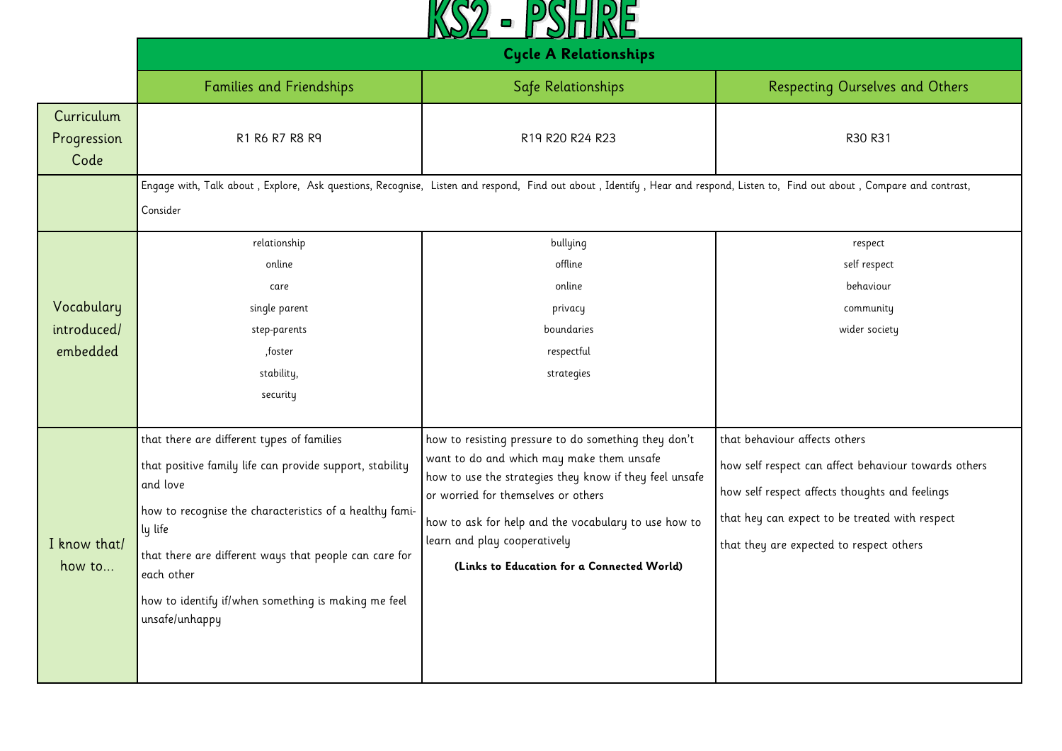# KS2 - PSHRE

| | Cycle A Relationships | | |
|---|---|---|---|
| | Families and Friendships | Safe Relationships | Respecting Ourselves and Others |
| Curriculum Progression Code | R1 R6 R7 R8 R9 | R19 R20 R24 R23 | R30 R31 |
| | Engage with, Talk about , Explore, Ask questions, Recognise, Listen and respond, Find out about , Identify , Hear and respond, Listen to, Find out about , Compare and contrast, Consider | | |
| Vocabulary introduced/ embedded | relationship<br>online<br>care<br>single parent<br>step-parents<br>,foster<br>stability,<br>security | bullying<br>offline<br>online<br>privacy<br>boundaries<br>respectful<br>strategies | respect<br>self respect<br>behaviour<br>community<br>wider society |
| I know that/ how to… | that there are different types of families<br><br>that positive family life can provide support, stability and love<br><br>how to recognise the characteristics of a healthy family life<br><br>that there are different ways that people can care for each other<br><br>how to identify if/when something is making me feel unsafe/unhappy | how to resisting pressure to do something they don't want to do and which may make them unsafe<br>how to use the strategies they know if they feel unsafe or worried for themselves or others<br><br>how to ask for help and the vocabulary to use how to learn and play cooperatively<br><br>**(Links to Education for a Connected World)** | that behaviour affects others<br><br>how self respect can affect behaviour towards others<br><br>how self respect affects thoughts and feelings<br><br>that hey can expect to be treated with respect<br><br>that they are expected to respect others |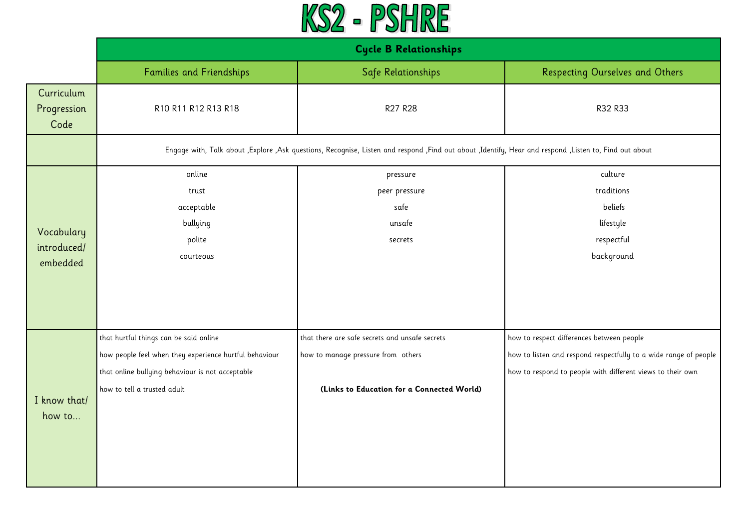# KS2 - PSHRE

| | Cycle B Relationships | | |
|---|---|---|---|
| | Families and Friendships | Safe Relationships | Respecting Ourselves and Others |
| Curriculum Progression Code | R10 R11 R12 R13 R18 | R27 R28 | R32 R33 |
| | Engage with, Talk about ,Explore ,Ask questions, Recognise, Listen and respond ,Find out about ,Identify, Hear and respond ,Listen to, Find out about | | |
| Vocabulary introduced/ embedded | online<br>trust<br>acceptable<br>bullying<br>polite<br>courteous | pressure<br>peer pressure<br>safe<br>unsafe<br>secrets | culture<br>traditions<br>beliefs<br>lifestyle<br>respectful<br>background |
| I know that/ how to… | that hurtful things can be said online<br>how people feel when they experience hurtful behaviour<br>that online bullying behaviour is not acceptable<br>how to tell a trusted adult | that there are safe secrets and unsafe secrets<br>how to manage pressure from others<br><br>**(Links to Education for a Connected World)** | how to respect differences between people<br>how to listen and respond respectfully to a wide range of people<br>how to respond to people with different views to their own |